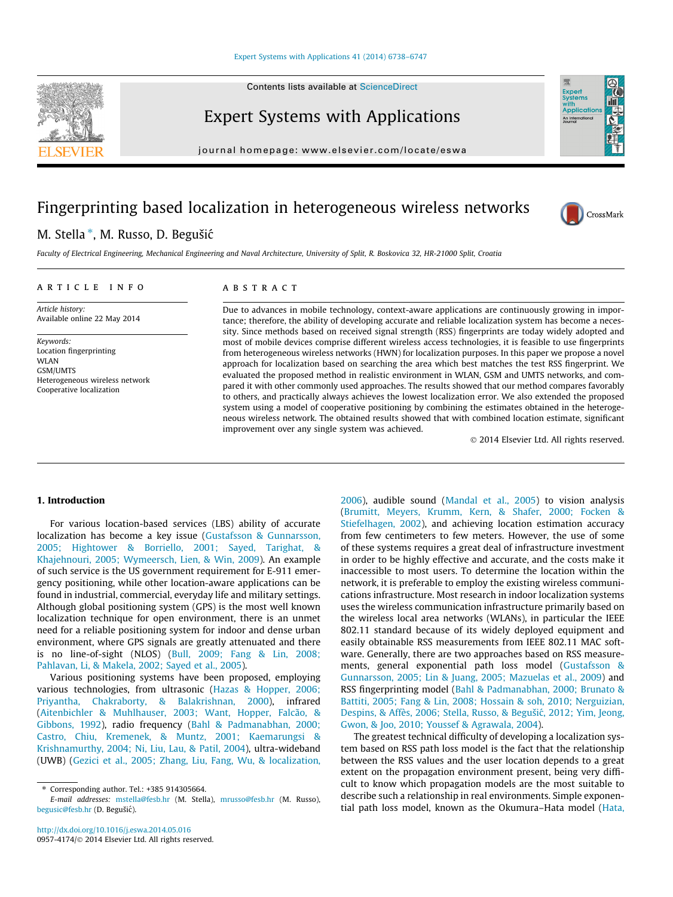# Fingerprinting based localization in heterogeneous wireless networks

M. Stella *, M. Russo, D. Begušić

*Faculty of Electrical Engineering, Mechanical Engineering and Naval Architecture, University of Split, R. Boskovica 32, HR-21000 Split, Croatia*

## ARTICLE INFO

*Article history:*
Available online 22 May 2014

*Keywords:*
Location fingerprinting
WLAN
GSM/UMTS
Heterogeneous wireless network
Cooperative localization

## ABSTRACT

Due to advances in mobile technology, context-aware applications are continuously growing in importance; therefore, the ability of developing accurate and reliable localization system has become a necessity. Since methods based on received signal strength (RSS) fingerprints are today widely adopted and most of mobile devices comprise different wireless access technologies, it is feasible to use fingerprints from heterogeneous wireless networks (HWN) for localization purposes. In this paper we propose a novel approach for localization based on searching the area which best matches the test RSS fingerprint. We evaluated the proposed method in realistic environment in WLAN, GSM and UMTS networks, and compared it with other commonly used approaches. The results showed that our method compares favorably to others, and practically always achieves the lowest localization error. We also extended the proposed system using a model of cooperative positioning by combining the estimates obtained in the heterogeneous wireless network. The obtained results showed that with combined location estimate, significant improvement over any single system was achieved.

© 2014 Elsevier Ltd. All rights reserved.

## 1. Introduction

For various location-based services (LBS) ability of accurate localization has become a key issue (Gustafsson & Gunnarsson, 2005; Hightower & Borriello, 2001; Sayed, Tarighat, & Khajehnouri, 2005; Wymeersch, Lien, & Win, 2009). An example of such service is the US government requirement for E-911 emergency positioning, while other location-aware applications can be found in industrial, commercial, everyday life and military settings. Although global positioning system (GPS) is the most well known localization technique for open environment, there is an unmet need for a reliable positioning system for indoor and dense urban environment, where GPS signals are greatly attenuated and there is no line-of-sight (NLOS) (Bull, 2009; Fang & Lin, 2008; Pahlavan, Li, & Makela, 2002; Sayed et al., 2005).

Various positioning systems have been proposed, employing various technologies, from ultrasonic (Hazas & Hopper, 2006; Priyantha, Chakraborty, & Balakrishnan, 2000), infrared (Aitenbichler & Muhlhauser, 2003; Want, Hopper, Falcão, & Gibbons, 1992), radio frequency (Bahl & Padmanabhan, 2000; Castro, Chiu, Kremenek, & Muntz, 2001; Kaemarungsi & Krishnamurthy, 2004; Ni, Liu, Lau, & Patil, 2004), ultra-wideband (UWB) (Gezici et al., 2005; Zhang, Liu, Fang, Wu, & localization, 2006), audible sound (Mandal et al., 2005) to vision analysis (Brumitt, Meyers, Krumm, Kern, & Shafer, 2000; Focken & Stiefelhagen, 2002), and achieving location estimation accuracy from few centimeters to few meters. However, the use of some of these systems requires a great deal of infrastructure investment in order to be highly effective and accurate, and the costs make it inaccessible to most users. To determine the location within the network, it is preferable to employ the existing wireless communications infrastructure. Most research in indoor localization systems uses the wireless communication infrastructure primarily based on the wireless local area networks (WLANs), in particular the IEEE 802.11 standard because of its widely deployed equipment and easily obtainable RSS measurements from IEEE 802.11 MAC software. Generally, there are two approaches based on RSS measurements, general exponential path loss model (Gustafsson & Gunnarsson, 2005; Lin & Juang, 2005; Mazuelas et al., 2009) and RSS fingerprinting model (Bahl & Padmanabhan, 2000; Brunato & Battiti, 2005; Fang & Lin, 2008; Hossain & soh, 2010; Nerguizian, Despins, & Affès, 2006; Stella, Russo, & Begušić, 2012; Yim, Jeong, Gwon, & Joo, 2010; Youssef & Agrawala, 2004).

The greatest technical difficulty of developing a localization system based on RSS path loss model is the fact that the relationship between the RSS values and the user location depends to a great extent on the propagation environment present, being very difficult to know which propagation models are the most suitable to describe such a relationship in real environments. Simple exponential path loss model, known as the Okumura–Hata model (Hata,

* Corresponding author. Tel.: +385 914305664.
*E-mail addresses:* mstella@fesb.hr (M. Stella), mrusso@fesb.hr (M. Russo), begusic@fesb.hr (D. Begušić).

http://dx.doi.org/10.1016/j.eswa.2014.05.016
0957-4174/© 2014 Elsevier Ltd. All rights reserved.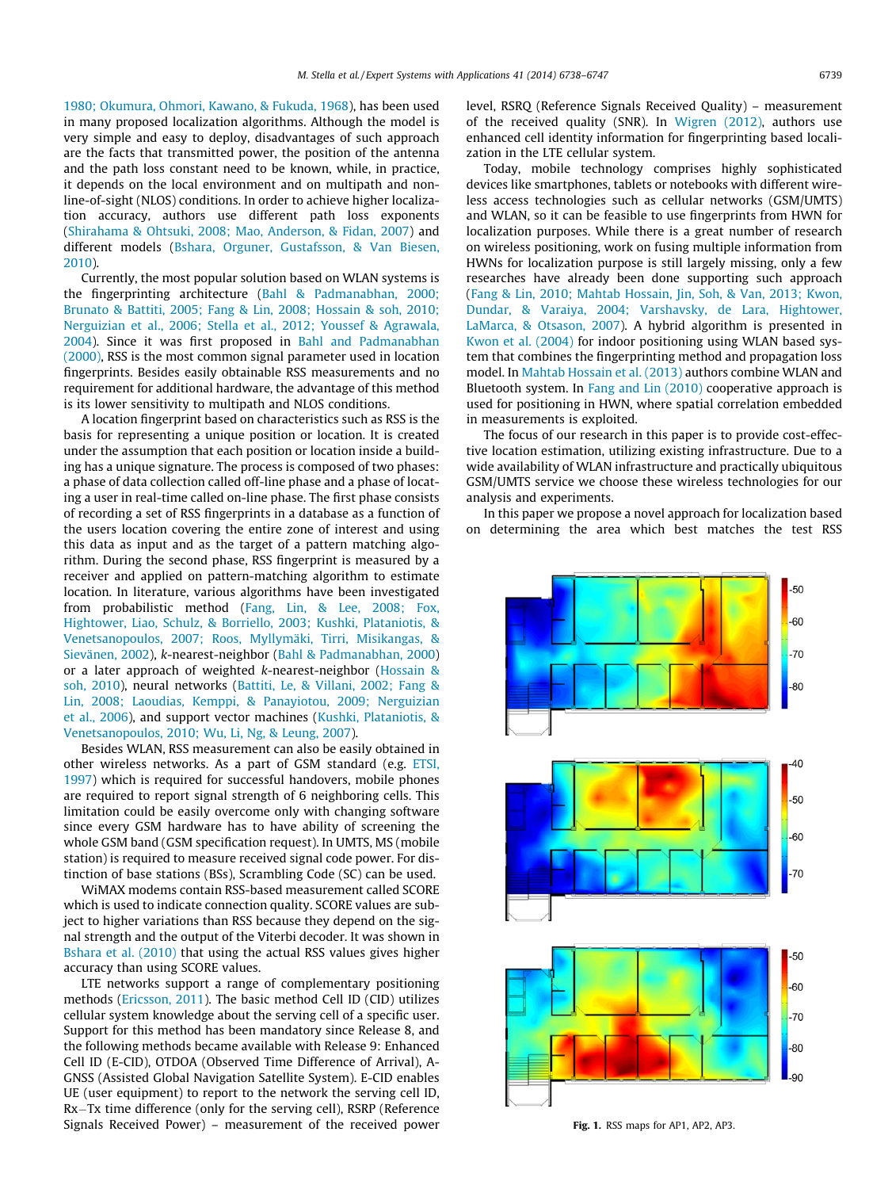1980; Okumura, Ohmori, Kawano, & Fukuda, 1968), has been used in many proposed localization algorithms. Although the model is very simple and easy to deploy, disadvantages of such approach are the facts that transmitted power, the position of the antenna and the path loss constant need to be known, while, in practice, it depends on the local environment and on multipath and non-line-of-sight (NLOS) conditions. In order to achieve higher localization accuracy, authors use different path loss exponents (Shirahama & Ohtsuki, 2008; Mao, Anderson, & Fidan, 2007) and different models (Bshara, Orguner, Gustafsson, & Van Biesen, 2010).

Currently, the most popular solution based on WLAN systems is the fingerprinting architecture (Bahl & Padmanabhan, 2000; Brunato & Battiti, 2005; Fang & Lin, 2008; Hossain & soh, 2010; Nerguizian et al., 2006; Stella et al., 2012; Youssef & Agrawala, 2004). Since it was first proposed in Bahl and Padmanabhan (2000), RSS is the most common signal parameter used in location fingerprints. Besides easily obtainable RSS measurements and no requirement for additional hardware, the advantage of this method is its lower sensitivity to multipath and NLOS conditions.

A location fingerprint based on characteristics such as RSS is the basis for representing a unique position or location. It is created under the assumption that each position or location inside a building has a unique signature. The process is composed of two phases: a phase of data collection called off-line phase and a phase of locating a user in real-time called on-line phase. The first phase consists of recording a set of RSS fingerprints in a database as a function of the users location covering the entire zone of interest and using this data as input and as the target of a pattern matching algorithm. During the second phase, RSS fingerprint is measured by a receiver and applied on pattern-matching algorithm to estimate location. In literature, various algorithms have been investigated from probabilistic method (Fang, Lin, & Lee, 2008; Fox, Hightower, Liao, Schulz, & Borriello, 2003; Kushki, Plataniotis, & Venetsanopoulos, 2007; Roos, Myllymäki, Tirri, Misikangas, & Sievänen, 2002), *k*-nearest-neighbor (Bahl & Padmanabhan, 2000) or a later approach of weighted *k*-nearest-neighbor (Hossain & soh, 2010), neural networks (Battiti, Le, & Villani, 2002; Fang & Lin, 2008; Laoudias, Kemppi, & Panayiotou, 2009; Nerguizian et al., 2006), and support vector machines (Kushki, Plataniotis, & Venetsanopoulos, 2010; Wu, Li, Ng, & Leung, 2007).

Besides WLAN, RSS measurement can also be easily obtained in other wireless networks. As a part of GSM standard (e.g. ETSI, 1997) which is required for successful handovers, mobile phones are required to report signal strength of 6 neighboring cells. This limitation could be easily overcome only with changing software since every GSM hardware has to have ability of screening the whole GSM band (GSM specification request). In UMTS, MS (mobile station) is required to measure received signal code power. For distinction of base stations (BSs), Scrambling Code (SC) can be used.

WiMAX modems contain RSS-based measurement called SCORE which is used to indicate connection quality. SCORE values are subject to higher variations than RSS because they depend on the signal strength and the output of the Viterbi decoder. It was shown in Bshara et al. (2010) that using the actual RSS values gives higher accuracy than using SCORE values.

LTE networks support a range of complementary positioning methods (Ericsson, 2011). The basic method Cell ID (CID) utilizes cellular system knowledge about the serving cell of a specific user. Support for this method has been mandatory since Release 8, and the following methods became available with Release 9: Enhanced Cell ID (E-CID), OTDOA (Observed Time Difference of Arrival), A-GNSS (Assisted Global Navigation Satellite System). E-CID enables UE (user equipment) to report to the network the serving cell ID, Rx−Tx time difference (only for the serving cell), RSRP (Reference Signals Received Power) – measurement of the received power level, RSRQ (Reference Signals Received Quality) – measurement of the received quality (SNR). In Wigren (2012), authors use enhanced cell identity information for fingerprinting based localization in the LTE cellular system.

Today, mobile technology comprises highly sophisticated devices like smartphones, tablets or notebooks with different wireless access technologies such as cellular networks (GSM/UMTS) and WLAN, so it can be feasible to use fingerprints from HWN for localization purposes. While there is a great number of research on wireless positioning, work on fusing multiple information from HWNs for localization purpose is still largely missing, only a few researches have already been done supporting such approach (Fang & Lin, 2010; Mahtab Hossain, Jin, Soh, & Van, 2013; Kwon, Dundar, & Varaiya, 2004; Varshavsky, de Lara, Hightower, LaMarca, & Otsason, 2007). A hybrid algorithm is presented in Kwon et al. (2004) for indoor positioning using WLAN based system that combines the fingerprinting method and propagation loss model. In Mahtab Hossain et al. (2013) authors combine WLAN and Bluetooth system. In Fang and Lin (2010) cooperative approach is used for positioning in HWN, where spatial correlation embedded in measurements is exploited.

The focus of our research in this paper is to provide cost-effective location estimation, utilizing existing infrastructure. Due to a wide availability of WLAN infrastructure and practically ubiquitous GSM/UMTS service we choose these wireless technologies for our analysis and experiments.

In this paper we propose a novel approach for localization based on determining the area which best matches the test RSS

**Fig. 1.** RSS maps for AP1, AP2, AP3.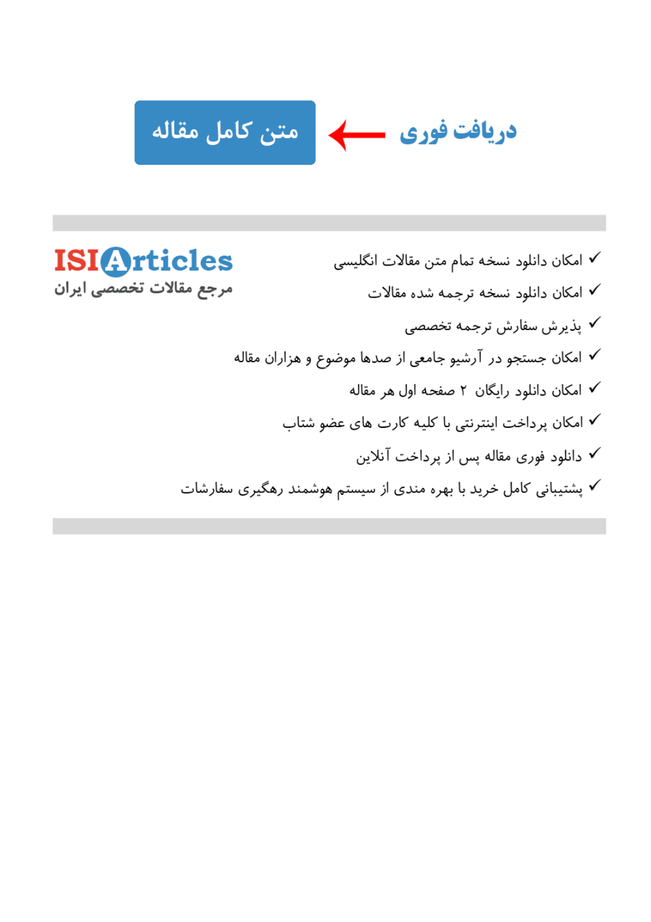دریافت فوری ← **متن کامل مقاله**

**ISIArticles**

مرجع مقالات تخصصی ایران

- ✓ امکان دانلود نسخه تمام متن مقالات انگلیسی
- ✓ امکان دانلود نسخه ترجمه شده مقالات
- ✓ پذیرش سفارش ترجمه تخصصی
- ✓ امکان جستجو در آرشیو جامعی از صدها موضوع و هزاران مقاله
- ✓ امکان دانلود رایگان ۲ صفحه اول هر مقاله
- ✓ امکان پرداخت اینترنتی با کلیه کارت های عضو شتاب
- ✓ دانلود فوری مقاله پس از پرداخت آنلاین
- ✓ پشتیبانی کامل خرید با بهره مندی از سیستم هوشمند رهگیری سفارشات